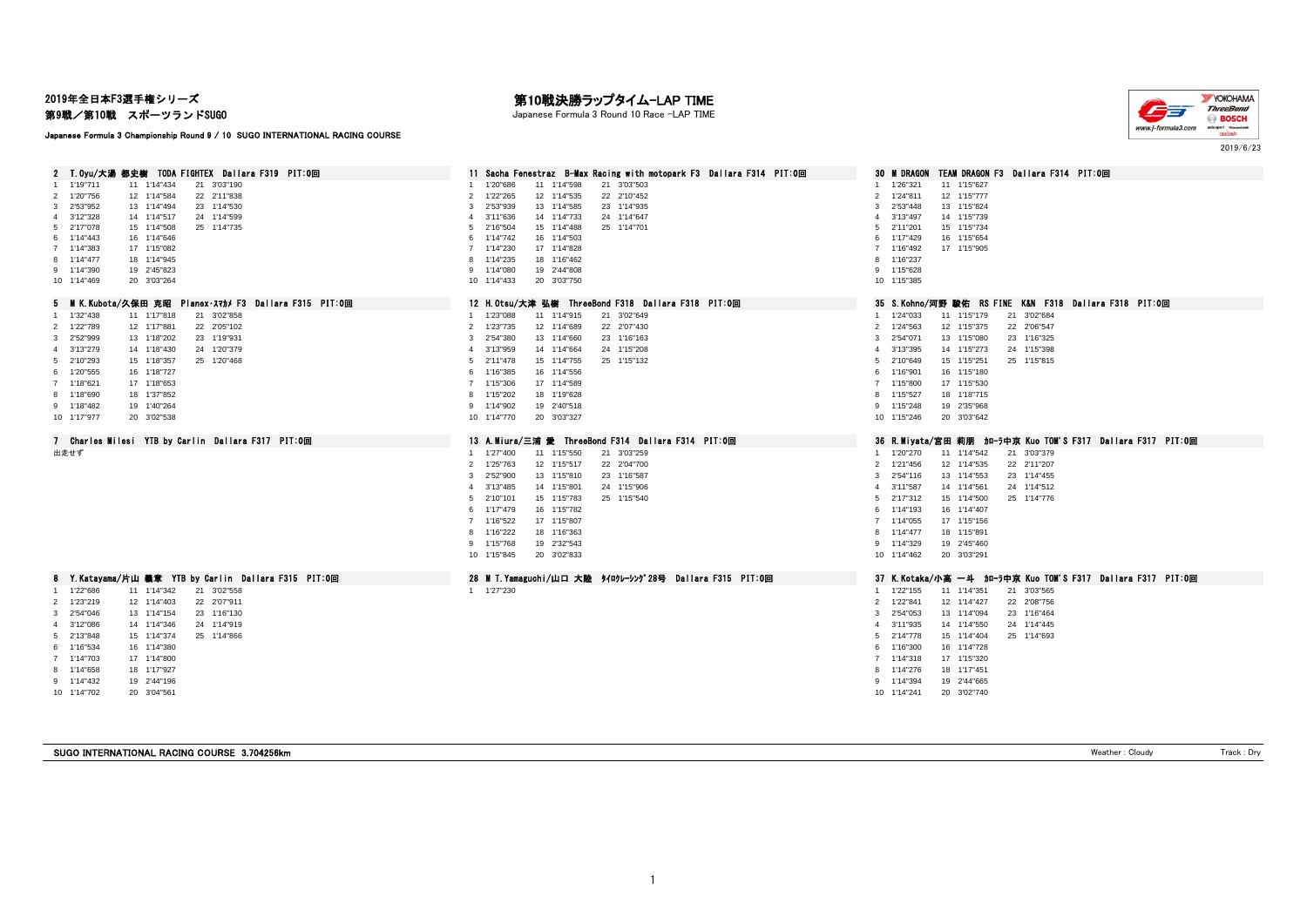2019年全日本F3選手権シリーズ
第9戦／第10戦　スポーツランドSUGO

Japanese Formula 3 Championship Round 9 / 10 SUGO INTERNATIONAL RACING COURSE

# 第10戦決勝ラップタイム-LAP TIME

Japanese Formula 3 Round 10 Race -LAP TIME

2019/6/23

### 2 T.Oyu/大湯 都史樹 TODA FIGHTEX Dallara F319 PIT:0回

| | | | | | |
|---|---|---|---|---|---|
| 1 | 1'19"711 | 11 | 1'14"434 | 21 | 3'03"190 |
| 2 | 1'20"756 | 12 | 1'14"584 | 22 | 2'11"838 |
| 3 | 2'53"952 | 13 | 1'14"494 | 23 | 1'14"530 |
| 4 | 3'12"328 | 14 | 1'14"517 | 24 | 1'14"599 |
| 5 | 2'17"078 | 15 | 1'14"508 | 25 | 1'14"735 |
| 6 | 1'14"443 | 16 | 1'14"646 | | |
| 7 | 1'14"383 | 17 | 1'15"082 | | |
| 8 | 1'14"477 | 18 | 1'14"945 | | |
| 9 | 1'14"390 | 19 | 2'45"823 | | |
| 10 | 1'14"469 | 20 | 3'03"264 | | |

### 5 M K.Kubota/久保田 克昭 Planex・スマカメ F3 Dallara F315 PIT:0回

| | | | | | |
|---|---|---|---|---|---|
| 1 | 1'32"438 | 11 | 1'17"818 | 21 | 3'02"858 |
| 2 | 1'22"789 | 12 | 1'17"881 | 22 | 2'05"102 |
| 3 | 2'52"999 | 13 | 1'18"202 | 23 | 1'19"931 |
| 4 | 3'13"279 | 14 | 1'18"430 | 24 | 1'20"379 |
| 5 | 2'10"293 | 15 | 1'18"357 | 25 | 1'20"468 |
| 6 | 1'20"555 | 16 | 1'18"727 | | |
| 7 | 1'18"621 | 17 | 1'18"653 | | |
| 8 | 1'18"690 | 18 | 1'37"852 | | |
| 9 | 1'18"482 | 19 | 1'40"264 | | |
| 10 | 1'17"977 | 20 | 3'02"538 | | |

### 7 Charles Milesi YTB by Carlin Dallara F317 PIT:0回

出走せず

### 8 Y.Katayama/片山 義章 YTB by Carlin Dallara F315 PIT:0回

| | | | | | |
|---|---|---|---|---|---|
| 1 | 1'22"686 | 11 | 1'14"342 | 21 | 3'02"558 |
| 2 | 1'23"219 | 12 | 1'14"403 | 22 | 2'07"911 |
| 3 | 2'54"046 | 13 | 1'14"154 | 23 | 1'16"130 |
| 4 | 3'12"086 | 14 | 1'14"346 | 24 | 1'14"919 |
| 5 | 2'13"848 | 15 | 1'14"374 | 25 | 1'14"866 |
| 6 | 1'16"534 | 16 | 1'14"380 | | |
| 7 | 1'14"703 | 17 | 1'14"800 | | |
| 8 | 1'14"658 | 18 | 1'17"927 | | |
| 9 | 1'14"432 | 19 | 2'44"196 | | |
| 10 | 1'14"702 | 20 | 3'04"561 | | |

### 11 Sacha Fenestraz B-Max Racing with motopark F3 Dallara F314 PIT:0回

| | | | | | |
|---|---|---|---|---|---|
| 1 | 1'20"686 | 11 | 1'14"598 | 21 | 3'03"503 |
| 2 | 1'22"265 | 12 | 1'14"535 | 22 | 2'10"452 |
| 3 | 2'53"939 | 13 | 1'14"585 | 23 | 1'14"935 |
| 4 | 3'11"636 | 14 | 1'14"733 | 24 | 1'14"647 |
| 5 | 2'16"504 | 15 | 1'14"488 | 25 | 1'14"701 |
| 6 | 1'14"742 | 16 | 1'14"503 | | |
| 7 | 1'14"230 | 17 | 1'14"828 | | |
| 8 | 1'14"235 | 18 | 1'16"462 | | |
| 9 | 1'14"080 | 19 | 2'44"808 | | |
| 10 | 1'14"433 | 20 | 3'03"750 | | |

### 12 H.Otsu/大津 弘樹 ThreeBond F318 Dallara F318 PIT:0回

| | | | | | |
|---|---|---|---|---|---|
| 1 | 1'23"088 | 11 | 1'14"915 | 21 | 3'02"649 |
| 2 | 1'23"735 | 12 | 1'14"689 | 22 | 2'07"430 |
| 3 | 2'54"380 | 13 | 1'14"660 | 23 | 1'16"163 |
| 4 | 3'13"959 | 14 | 1'14"664 | 24 | 1'15"208 |
| 5 | 2'11"478 | 15 | 1'14"755 | 25 | 1'15"132 |
| 6 | 1'16"385 | 16 | 1'14"556 | | |
| 7 | 1'15"306 | 17 | 1'14"589 | | |
| 8 | 1'15"202 | 18 | 1'19"628 | | |
| 9 | 1'14"902 | 19 | 2'40"518 | | |
| 10 | 1'14"770 | 20 | 3'03"327 | | |

### 13 A.Miura/三浦 愛 ThreeBond F314 Dallara F314 PIT:0回

| | | | | | |
|---|---|---|---|---|---|
| 1 | 1'27"400 | 11 | 1'15"550 | 21 | 3'03"259 |
| 2 | 1'25"763 | 12 | 1'15"517 | 22 | 2'04"700 |
| 3 | 2'52"900 | 13 | 1'15"810 | 23 | 1'16"587 |
| 4 | 3'13"485 | 14 | 1'15"801 | 24 | 1'15"906 |
| 5 | 2'10"101 | 15 | 1'15"783 | 25 | 1'15"540 |
| 6 | 1'17"479 | 16 | 1'15"782 | | |
| 7 | 1'16"522 | 17 | 1'15"807 | | |
| 8 | 1'16"222 | 18 | 1'16"363 | | |
| 9 | 1'15"768 | 19 | 2'32"543 | | |
| 10 | 1'15"845 | 20 | 3'02"833 | | |

### 28 M T.Yamaguchi/山口 大陸 タイロクレーシング28号 Dallara F315 PIT:0回

| | |
|---|---|
| 1 | 1'27"230 |

### 30 M DRAGON TEAM DRAGON F3 Dallara F314 PIT:0回

| | | | |
|---|---|---|---|
| 1 | 1'26"321 | 11 | 1'15"627 |
| 2 | 1'24"811 | 12 | 1'15"777 |
| 3 | 2'53"448 | 13 | 1'15"824 |
| 4 | 3'13"497 | 14 | 1'15"739 |
| 5 | 2'11"201 | 15 | 1'15"734 |
| 6 | 1'17"429 | 16 | 1'15"654 |
| 7 | 1'16"492 | 17 | 1'15"905 |
| 8 | 1'16"237 | | |
| 9 | 1'15"628 | | |
| 10 | 1'15"385 | | |

### 35 S.Kohno/河野 駿佑 RS FINE K&N F318 Dallara F318 PIT:0回

| | | | | | |
|---|---|---|---|---|---|
| 1 | 1'24"033 | 11 | 1'15"179 | 21 | 3'02"684 |
| 2 | 1'24"563 | 12 | 1'15"375 | 22 | 2'06"547 |
| 3 | 2'54"071 | 13 | 1'15"080 | 23 | 1'16"325 |
| 4 | 3'13"395 | 14 | 1'15"273 | 24 | 1'15"398 |
| 5 | 2'10"649 | 15 | 1'15"251 | 25 | 1'15"815 |
| 6 | 1'16"901 | 16 | 1'15"180 | | |
| 7 | 1'15"800 | 17 | 1'15"530 | | |
| 8 | 1'15"527 | 18 | 1'18"715 | | |
| 9 | 1'15"248 | 19 | 2'35"968 | | |
| 10 | 1'15"246 | 20 | 3'03"642 | | |

### 36 R.Miyata/宮田 莉朋 カローラ中京 Kuo TOM'S F317 Dallara F317 PIT:0回

| | | | | | |
|---|---|---|---|---|---|
| 1 | 1'20"270 | 11 | 1'14"542 | 21 | 3'03"379 |
| 2 | 1'21"456 | 12 | 1'14"535 | 22 | 2'11"207 |
| 3 | 2'54"116 | 13 | 1'14"553 | 23 | 1'14"455 |
| 4 | 3'11"587 | 14 | 1'14"561 | 24 | 1'14"512 |
| 5 | 2'17"312 | 15 | 1'14"500 | 25 | 1'14"776 |
| 6 | 1'14"193 | 16 | 1'14"407 | | |
| 7 | 1'14"055 | 17 | 1'15"156 | | |
| 8 | 1'14"477 | 18 | 1'15"891 | | |
| 9 | 1'14"329 | 19 | 2'45"460 | | |
| 10 | 1'14"462 | 20 | 3'03"291 | | |

### 37 K.Kotaka/小高 一斗 カローラ中京 Kuo TOM'S F317 Dallara F317 PIT:0回

| | | | | | |
|---|---|---|---|---|---|
| 1 | 1'22"155 | 11 | 1'14"351 | 21 | 3'03"565 |
| 2 | 1'22"841 | 12 | 1'14"427 | 22 | 2'08"756 |
| 3 | 2'54"053 | 13 | 1'14"094 | 23 | 1'16"464 |
| 4 | 3'11"935 | 14 | 1'14"550 | 24 | 1'14"445 |
| 5 | 2'14"778 | 15 | 1'14"404 | 25 | 1'14"693 |
| 6 | 1'16"300 | 16 | 1'14"728 | | |
| 7 | 1'14"318 | 17 | 1'15"320 | | |
| 8 | 1'14"276 | 18 | 1'17"451 | | |
| 9 | 1'14"394 | 19 | 2'44"665 | | |
| 10 | 1'14"241 | 20 | 3'02"740 | | |

SUGO INTERNATIONAL RACING COURSE 3.704256km　　Weather : Cloudy　　Track : Dry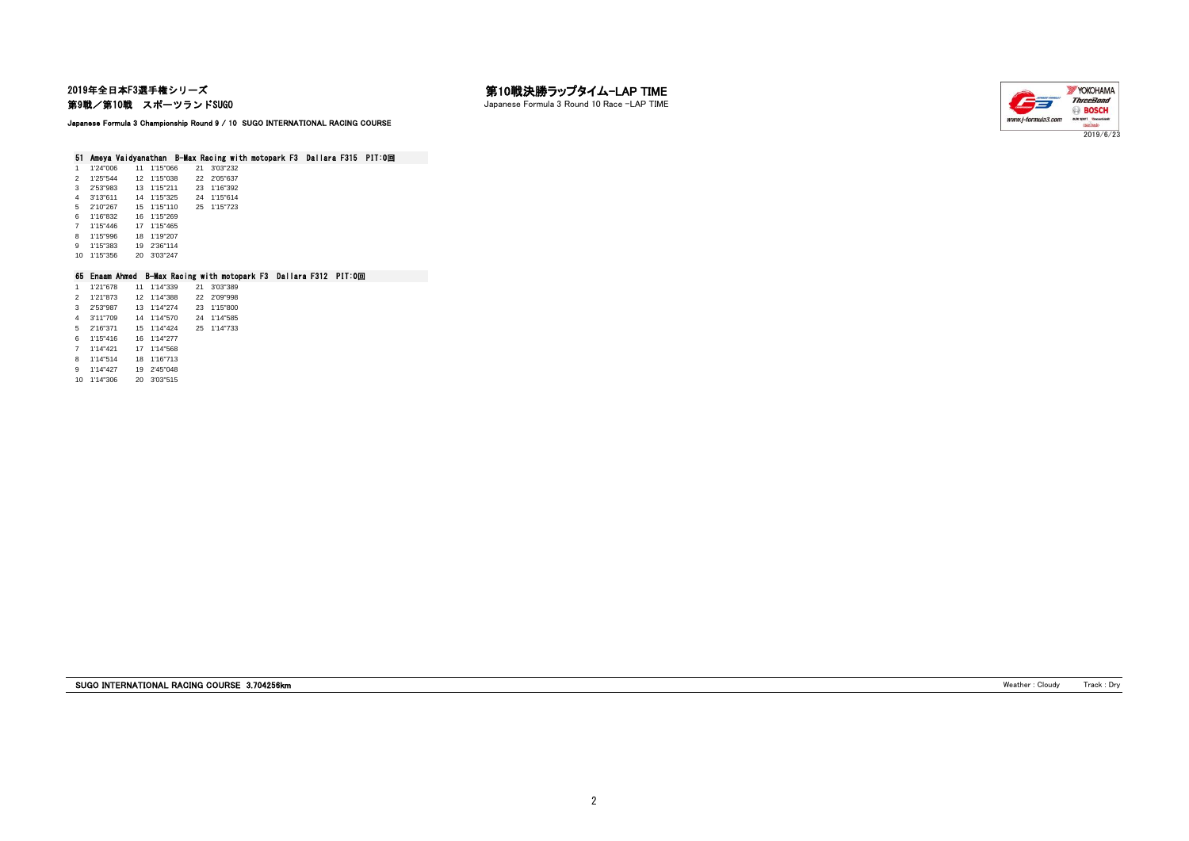2019年全日本F3選手権シリーズ
第9戦／第10戦　スポーツランドSUGO

Japanese Formula 3 Championship Round 9 / 10 SUGO INTERNATIONAL RACING COURSE

# 第10戦決勝ラップタイム-LAP TIME

Japanese Formula 3 Round 10 Race -LAP TIME

2019/6/23

### 51 Ameya Vaidyanathan B-Max Racing with motopark F3 Dallara F315 PIT:0回

| | | | | | |
|---|---|---|---|---|---|
| 1 | 1'24"006 | 11 | 1'15"066 | 21 | 3'03"232 |
| 2 | 1'25"544 | 12 | 1'15"038 | 22 | 2'05"637 |
| 3 | 2'53"983 | 13 | 1'15"211 | 23 | 1'16"392 |
| 4 | 3'13"611 | 14 | 1'15"325 | 24 | 1'15"614 |
| 5 | 2'10"267 | 15 | 1'15"110 | 25 | 1'15"723 |
| 6 | 1'16"832 | 16 | 1'15"269 | | |
| 7 | 1'15"446 | 17 | 1'15"465 | | |
| 8 | 1'15"996 | 18 | 1'19"207 | | |
| 9 | 1'15"383 | 19 | 2'36"114 | | |
| 10 | 1'15"356 | 20 | 3'03"247 | | |

### 65 Enaam Ahmed B-Max Racing with motopark F3 Dallara F312 PIT:0回

| | | | | | |
|---|---|---|---|---|---|
| 1 | 1'21"678 | 11 | 1'14"339 | 21 | 3'03"389 |
| 2 | 1'21"873 | 12 | 1'14"388 | 22 | 2'09"998 |
| 3 | 2'53"987 | 13 | 1'14"274 | 23 | 1'15"800 |
| 4 | 3'11"709 | 14 | 1'14"570 | 24 | 1'14"585 |
| 5 | 2'16"371 | 15 | 1'14"424 | 25 | 1'14"733 |
| 6 | 1'15"416 | 16 | 1'14"277 | | |
| 7 | 1'14"421 | 17 | 1'14"568 | | |
| 8 | 1'14"514 | 18 | 1'16"713 | | |
| 9 | 1'14"427 | 19 | 2'45"048 | | |
| 10 | 1'14"306 | 20 | 3'03"515 | | |

SUGO INTERNATIONAL RACING COURSE 3.704256km

Weather : Cloudy　Track : Dry